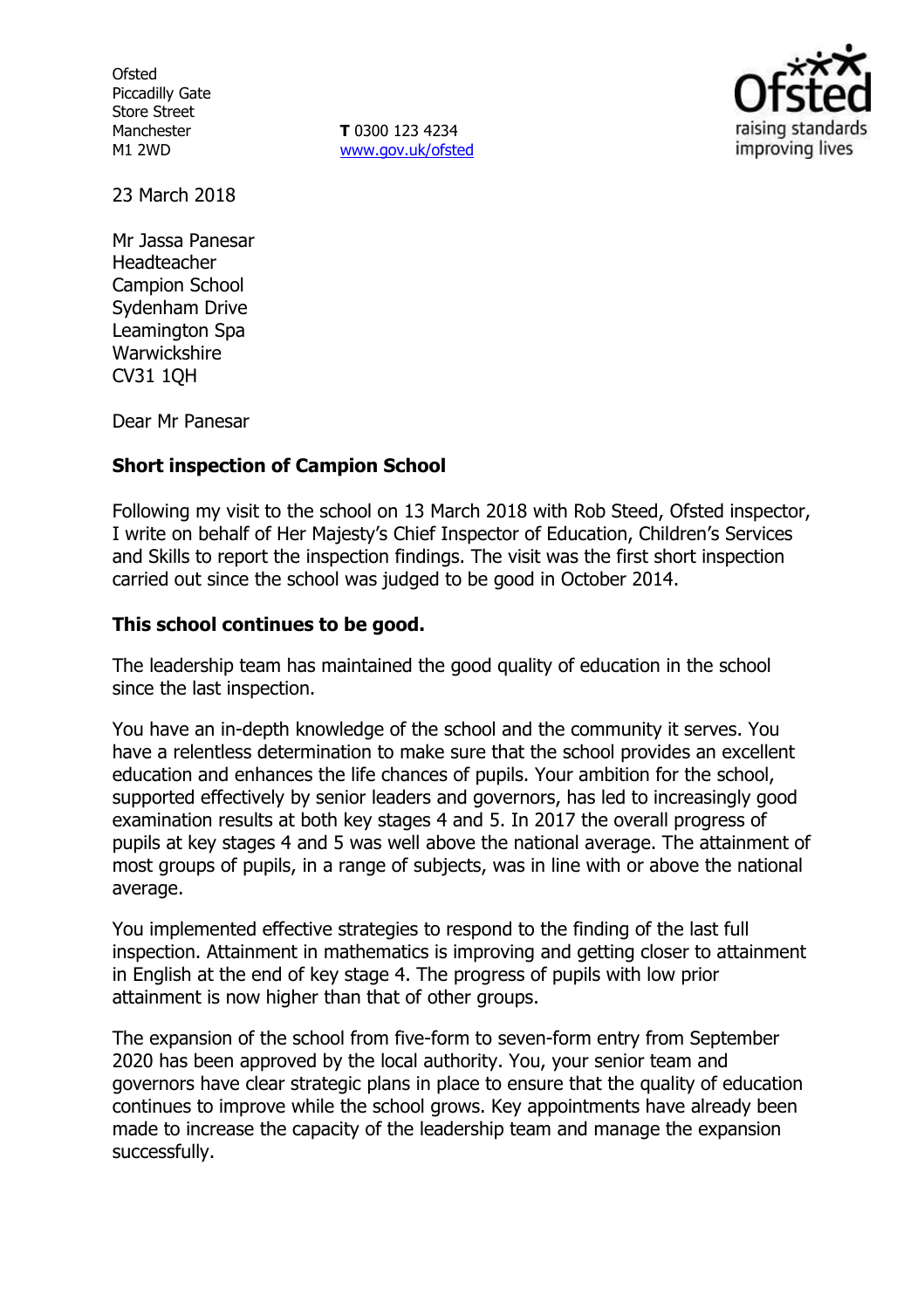Ofsted
Piccadilly Gate
Store Street
Manchester
M1 2WD

**T** 0300 123 4234
www.gov.uk/ofsted

23 March 2018

Mr Jassa Panesar
Headteacher
Campion School
Sydenham Drive
Leamington Spa
Warwickshire
CV31 1QH

Dear Mr Panesar

**Short inspection of Campion School**

Following my visit to the school on 13 March 2018 with Rob Steed, Ofsted inspector, I write on behalf of Her Majesty's Chief Inspector of Education, Children's Services and Skills to report the inspection findings. The visit was the first short inspection carried out since the school was judged to be good in October 2014.

**This school continues to be good.**

The leadership team has maintained the good quality of education in the school since the last inspection.

You have an in-depth knowledge of the school and the community it serves. You have a relentless determination to make sure that the school provides an excellent education and enhances the life chances of pupils. Your ambition for the school, supported effectively by senior leaders and governors, has led to increasingly good examination results at both key stages 4 and 5. In 2017 the overall progress of pupils at key stages 4 and 5 was well above the national average. The attainment of most groups of pupils, in a range of subjects, was in line with or above the national average.

You implemented effective strategies to respond to the finding of the last full inspection. Attainment in mathematics is improving and getting closer to attainment in English at the end of key stage 4. The progress of pupils with low prior attainment is now higher than that of other groups.

The expansion of the school from five-form to seven-form entry from September 2020 has been approved by the local authority. You, your senior team and governors have clear strategic plans in place to ensure that the quality of education continues to improve while the school grows. Key appointments have already been made to increase the capacity of the leadership team and manage the expansion successfully.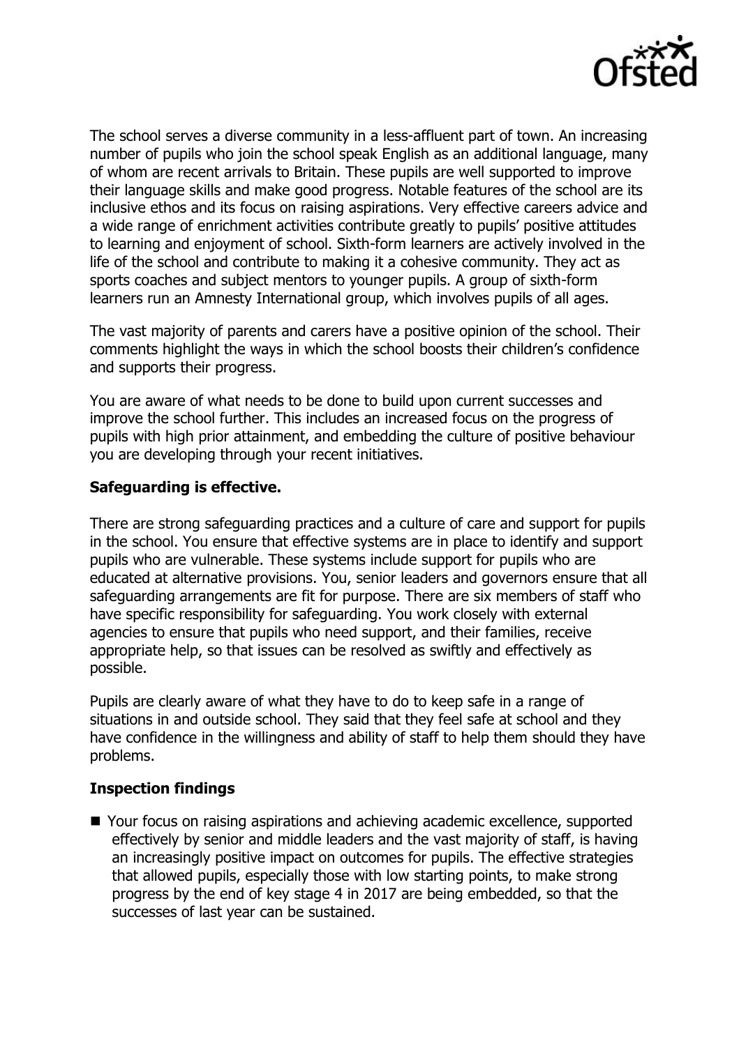The school serves a diverse community in a less-affluent part of town. An increasing number of pupils who join the school speak English as an additional language, many of whom are recent arrivals to Britain. These pupils are well supported to improve their language skills and make good progress. Notable features of the school are its inclusive ethos and its focus on raising aspirations. Very effective careers advice and a wide range of enrichment activities contribute greatly to pupils' positive attitudes to learning and enjoyment of school. Sixth-form learners are actively involved in the life of the school and contribute to making it a cohesive community. They act as sports coaches and subject mentors to younger pupils. A group of sixth-form learners run an Amnesty International group, which involves pupils of all ages.

The vast majority of parents and carers have a positive opinion of the school. Their comments highlight the ways in which the school boosts their children's confidence and supports their progress.

You are aware of what needs to be done to build upon current successes and improve the school further. This includes an increased focus on the progress of pupils with high prior attainment, and embedding the culture of positive behaviour you are developing through your recent initiatives.

**Safeguarding is effective.**

There are strong safeguarding practices and a culture of care and support for pupils in the school. You ensure that effective systems are in place to identify and support pupils who are vulnerable. These systems include support for pupils who are educated at alternative provisions. You, senior leaders and governors ensure that all safeguarding arrangements are fit for purpose. There are six members of staff who have specific responsibility for safeguarding. You work closely with external agencies to ensure that pupils who need support, and their families, receive appropriate help, so that issues can be resolved as swiftly and effectively as possible.

Pupils are clearly aware of what they have to do to keep safe in a range of situations in and outside school. They said that they feel safe at school and they have confidence in the willingness and ability of staff to help them should they have problems.

**Inspection findings**

- Your focus on raising aspirations and achieving academic excellence, supported effectively by senior and middle leaders and the vast majority of staff, is having an increasingly positive impact on outcomes for pupils. The effective strategies that allowed pupils, especially those with low starting points, to make strong progress by the end of key stage 4 in 2017 are being embedded, so that the successes of last year can be sustained.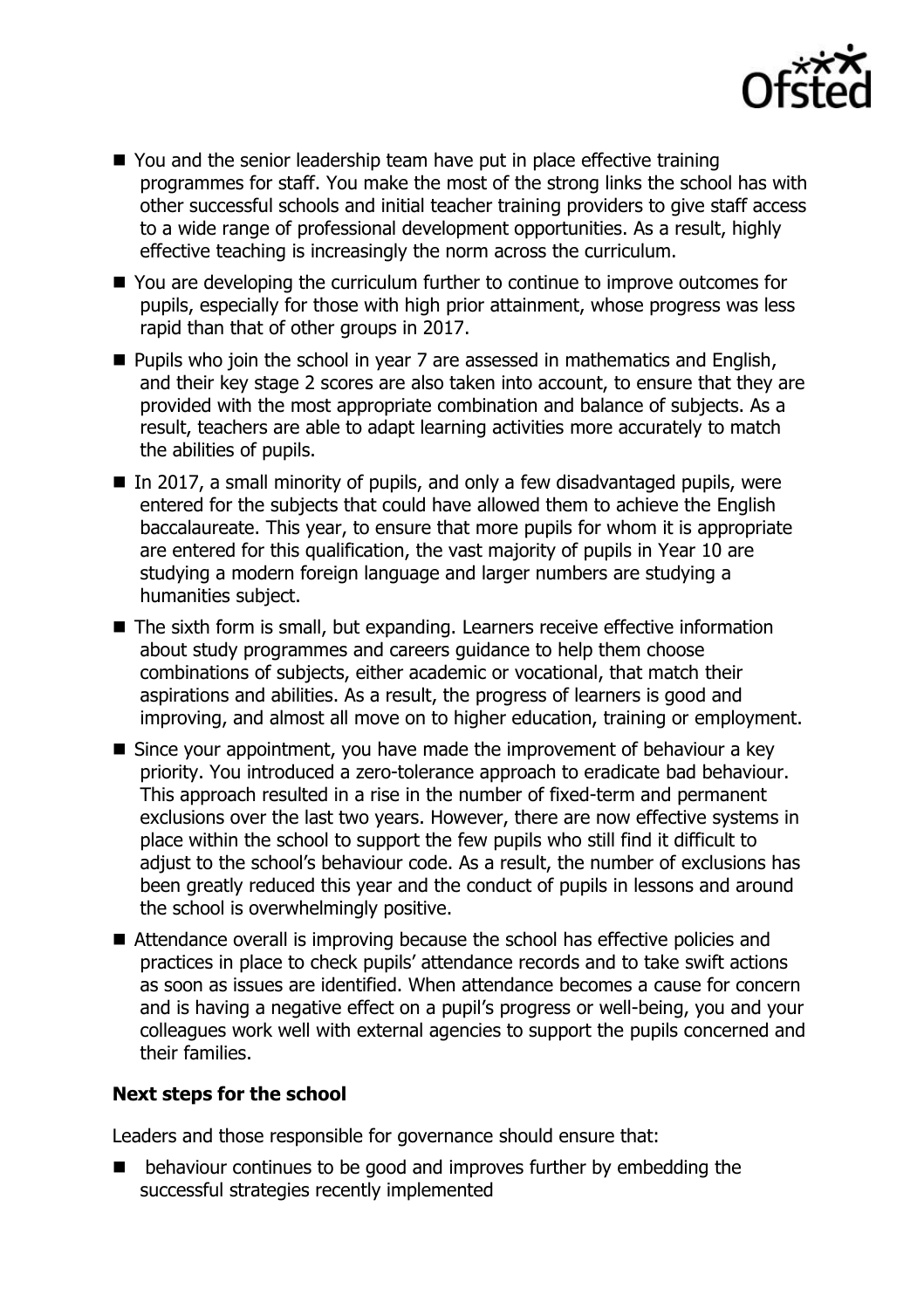- You and the senior leadership team have put in place effective training programmes for staff. You make the most of the strong links the school has with other successful schools and initial teacher training providers to give staff access to a wide range of professional development opportunities. As a result, highly effective teaching is increasingly the norm across the curriculum.
- You are developing the curriculum further to continue to improve outcomes for pupils, especially for those with high prior attainment, whose progress was less rapid than that of other groups in 2017.
- Pupils who join the school in year 7 are assessed in mathematics and English, and their key stage 2 scores are also taken into account, to ensure that they are provided with the most appropriate combination and balance of subjects. As a result, teachers are able to adapt learning activities more accurately to match the abilities of pupils.
- In 2017, a small minority of pupils, and only a few disadvantaged pupils, were entered for the subjects that could have allowed them to achieve the English baccalaureate. This year, to ensure that more pupils for whom it is appropriate are entered for this qualification, the vast majority of pupils in Year 10 are studying a modern foreign language and larger numbers are studying a humanities subject.
- The sixth form is small, but expanding. Learners receive effective information about study programmes and careers guidance to help them choose combinations of subjects, either academic or vocational, that match their aspirations and abilities. As a result, the progress of learners is good and improving, and almost all move on to higher education, training or employment.
- Since your appointment, you have made the improvement of behaviour a key priority. You introduced a zero-tolerance approach to eradicate bad behaviour. This approach resulted in a rise in the number of fixed-term and permanent exclusions over the last two years. However, there are now effective systems in place within the school to support the few pupils who still find it difficult to adjust to the school's behaviour code. As a result, the number of exclusions has been greatly reduced this year and the conduct of pupils in lessons and around the school is overwhelmingly positive.
- Attendance overall is improving because the school has effective policies and practices in place to check pupils' attendance records and to take swift actions as soon as issues are identified. When attendance becomes a cause for concern and is having a negative effect on a pupil's progress or well-being, you and your colleagues work well with external agencies to support the pupils concerned and their families.

**Next steps for the school**

Leaders and those responsible for governance should ensure that:

- behaviour continues to be good and improves further by embedding the successful strategies recently implemented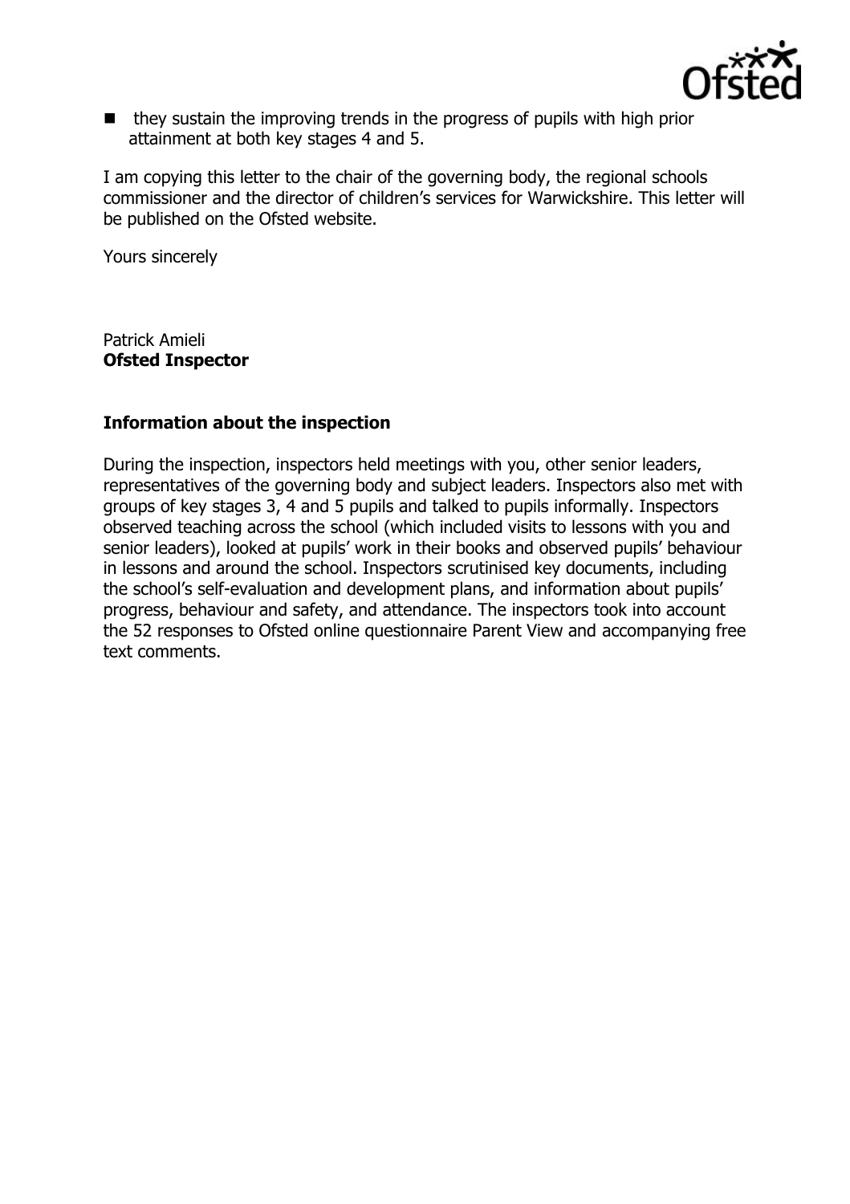- they sustain the improving trends in the progress of pupils with high prior attainment at both key stages 4 and 5.

I am copying this letter to the chair of the governing body, the regional schools commissioner and the director of children's services for Warwickshire. This letter will be published on the Ofsted website.

Yours sincerely

Patrick Amieli
**Ofsted Inspector**

### Information about the inspection

During the inspection, inspectors held meetings with you, other senior leaders, representatives of the governing body and subject leaders. Inspectors also met with groups of key stages 3, 4 and 5 pupils and talked to pupils informally. Inspectors observed teaching across the school (which included visits to lessons with you and senior leaders), looked at pupils' work in their books and observed pupils' behaviour in lessons and around the school. Inspectors scrutinised key documents, including the school's self-evaluation and development plans, and information about pupils' progress, behaviour and safety, and attendance. The inspectors took into account the 52 responses to Ofsted online questionnaire Parent View and accompanying free text comments.